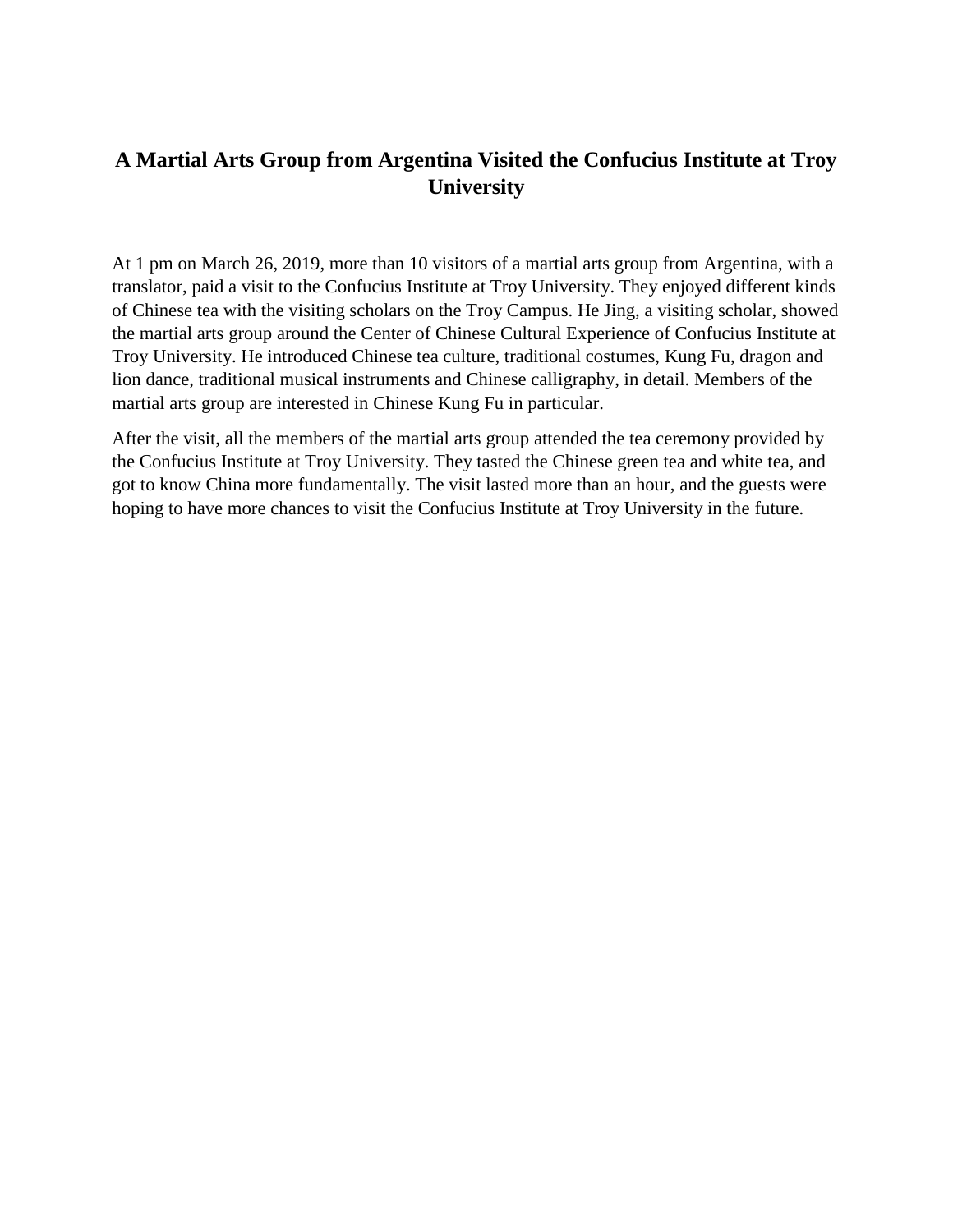# A Martial Arts Group from Argentina Visited the Confucius Institute at Troy University

At 1 pm on March 26, 2019, more than 10 visitors of a martial arts group from Argentina, with a translator, paid a visit to the Confucius Institute at Troy University. They enjoyed different kinds of Chinese tea with the visiting scholars on the Troy Campus. He Jing, a visiting scholar, showed the martial arts group around the Center of Chinese Cultural Experience of Confucius Institute at Troy University. He introduced Chinese tea culture, traditional costumes, Kung Fu, dragon and lion dance, traditional musical instruments and Chinese calligraphy, in detail. Members of the martial arts group are interested in Chinese Kung Fu in particular.

After the visit, all the members of the martial arts group attended the tea ceremony provided by the Confucius Institute at Troy University. They tasted the Chinese green tea and white tea, and got to know China more fundamentally. The visit lasted more than an hour, and the guests were hoping to have more chances to visit the Confucius Institute at Troy University in the future.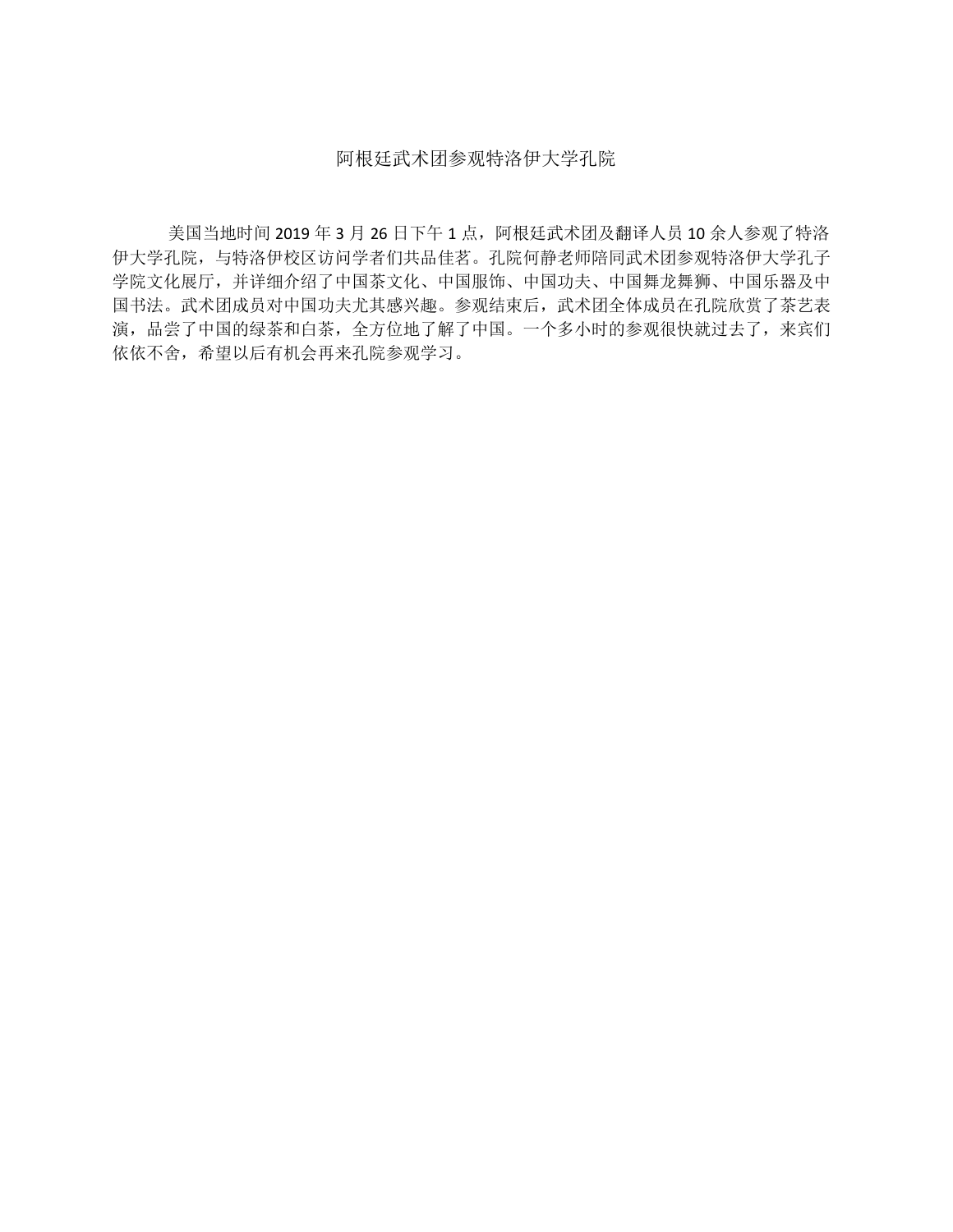# 阿根廷武术团参观特洛伊大学孔院

美国当地时间 2019 年 3 月 26 日下午 1 点，阿根廷武术团及翻译人员 10 余人参观了特洛伊大学孔院，与特洛伊校区访问学者们共品佳茗。孔院何静老师陪同武术团参观特洛伊大学孔子学院文化展厅，并详细介绍了中国茶文化、中国服饰、中国功夫、中国舞龙舞狮、中国乐器及中国书法。武术团成员对中国功夫尤其感兴趣。参观结束后，武术团全体成员在孔院欣赏了茶艺表演，品尝了中国的绿茶和白茶，全方位地了解了中国。一个多小时的参观很快就过去了，来宾们依依不舍，希望以后有机会再来孔院参观学习。